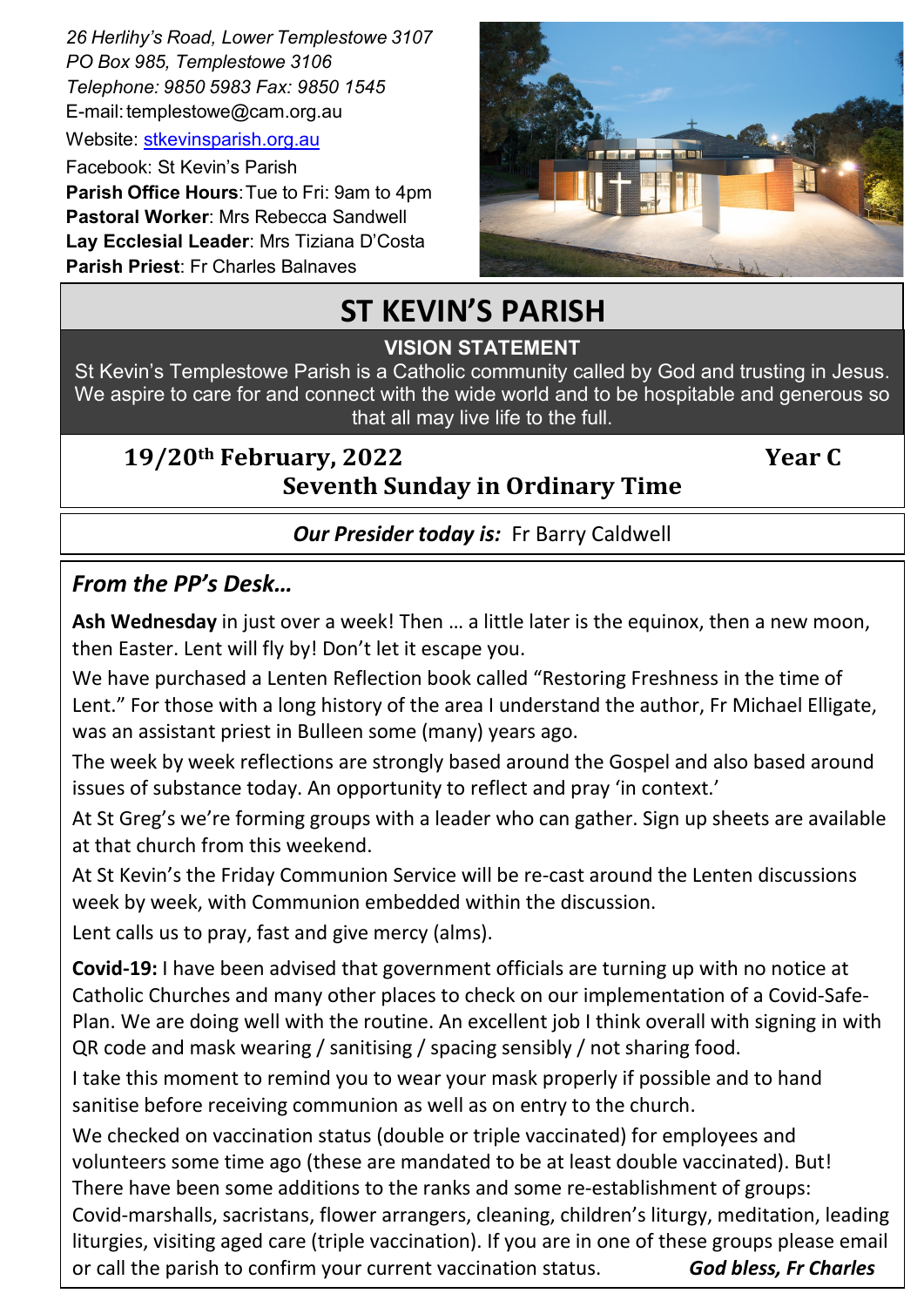*26 Herlihy's Road, Lower Templestowe 3107*
*PO Box 985, Templestowe 3106*
*Telephone: 9850 5983 Fax: 9850 1545*
E-mail: templestowe@cam.org.au
Website: stkevinsparish.org.au
Facebook: St Kevin's Parish
**Parish Office Hours**: Tue to Fri: 9am to 4pm
**Pastoral Worker**: Mrs Rebecca Sandwell
**Lay Ecclesial Leader**: Mrs Tiziana D'Costa
**Parish Priest**: Fr Charles Balnaves

# ST KEVIN'S PARISH

**VISION STATEMENT**

St Kevin's Templestowe Parish is a Catholic community called by God and trusting in Jesus. We aspire to care for and connect with the wide world and to be hospitable and generous so that all may live life to the full.

**19/20th February, 2022** **Year C**

**Seventh Sunday in Ordinary Time**

***Our Presider today is:*** Fr Barry Caldwell

## *From the PP's Desk…*

**Ash Wednesday** in just over a week! Then … a little later is the equinox, then a new moon, then Easter. Lent will fly by! Don't let it escape you.

We have purchased a Lenten Reflection book called "Restoring Freshness in the time of Lent." For those with a long history of the area I understand the author, Fr Michael Elligate, was an assistant priest in Bulleen some (many) years ago.

The week by week reflections are strongly based around the Gospel and also based around issues of substance today. An opportunity to reflect and pray 'in context.'

At St Greg's we're forming groups with a leader who can gather. Sign up sheets are available at that church from this weekend.

At St Kevin's the Friday Communion Service will be re-cast around the Lenten discussions week by week, with Communion embedded within the discussion.

Lent calls us to pray, fast and give mercy (alms).

**Covid-19:** I have been advised that government officials are turning up with no notice at Catholic Churches and many other places to check on our implementation of a Covid-Safe-Plan. We are doing well with the routine. An excellent job I think overall with signing in with QR code and mask wearing / sanitising / spacing sensibly / not sharing food.

I take this moment to remind you to wear your mask properly if possible and to hand sanitise before receiving communion as well as on entry to the church.

We checked on vaccination status (double or triple vaccinated) for employees and volunteers some time ago (these are mandated to be at least double vaccinated). But! There have been some additions to the ranks and some re-establishment of groups: Covid-marshalls, sacristans, flower arrangers, cleaning, children's liturgy, meditation, leading liturgies, visiting aged care (triple vaccination). If you are in one of these groups please email or call the parish to confirm your current vaccination status.

***God bless, Fr Charles***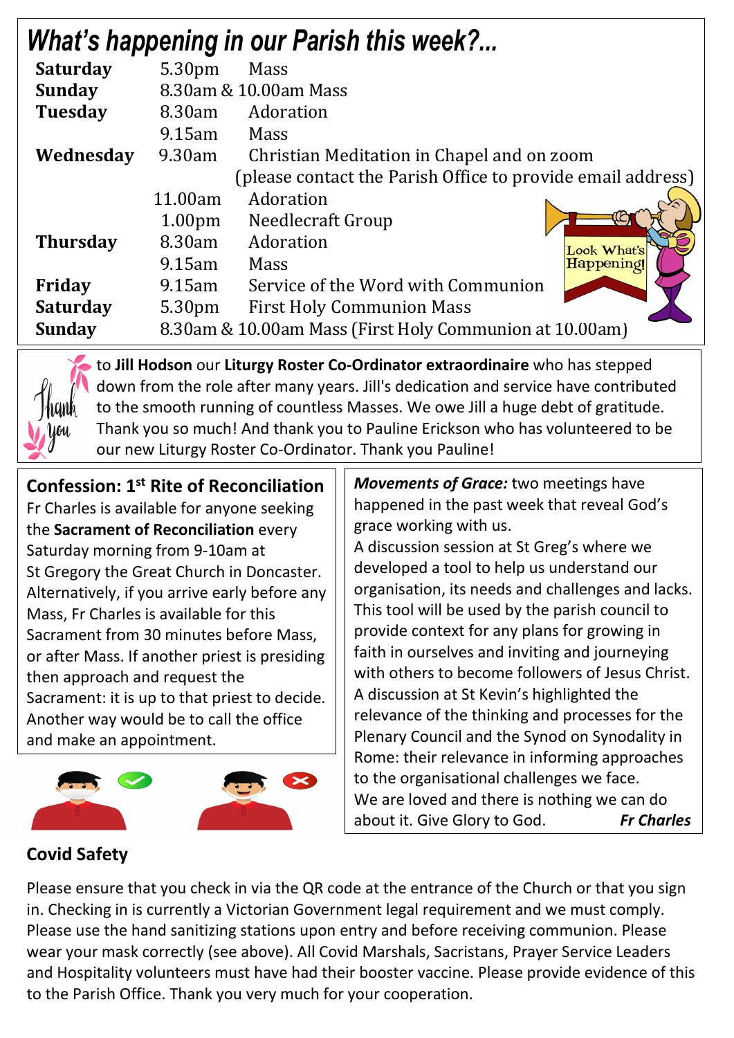# What's happening in our Parish this week?...

| Day | Time | Event |
|---|---|---|
| **Saturday** | 5.30pm | Mass |
| **Sunday** | 8.30am & 10.00am Mass | |
| **Tuesday** | 8.30am | Adoration |
| | 9.15am | Mass |
| **Wednesday** | 9.30am | Christian Meditation in Chapel and on zoom (please contact the Parish Office to provide email address) |
| | 11.00am | Adoration |
| | 1.00pm | Needlecraft Group |
| **Thursday** | 8.30am | Adoration |
| | 9.15am | Mass |
| **Friday** | 9.15am | Service of the Word with Communion |
| **Saturday** | 5.30pm | First Holy Communion Mass |
| **Sunday** | 8.30am & 10.00am Mass (First Holy Communion at 10.00am) | |

Thank you to **Jill Hodson** our **Liturgy Roster Co-Ordinator extraordinaire** who has stepped down from the role after many years. Jill's dedication and service have contributed to the smooth running of countless Masses. We owe Jill a huge debt of gratitude. Thank you so much! And thank you to Pauline Erickson who has volunteered to be our new Liturgy Roster Co-Ordinator. Thank you Pauline!

## Confession: 1st Rite of Reconciliation

Fr Charles is available for anyone seeking the **Sacrament of Reconciliation** every Saturday morning from 9-10am at St Gregory the Great Church in Doncaster. Alternatively, if you arrive early before any Mass, Fr Charles is available for this Sacrament from 30 minutes before Mass, or after Mass. If another priest is presiding then approach and request the Sacrament: it is up to that priest to decide. Another way would be to call the office and make an appointment.

***Movements of Grace:*** two meetings have happened in the past week that reveal God's grace working with us.

A discussion session at St Greg's where we developed a tool to help us understand our organisation, its needs and challenges and lacks. This tool will be used by the parish council to provide context for any plans for growing in faith in ourselves and inviting and journeying with others to become followers of Jesus Christ.

A discussion at St Kevin's highlighted the relevance of the thinking and processes for the Plenary Council and the Synod on Synodality in Rome: their relevance in informing approaches to the organisational challenges we face.

We are loved and there is nothing we can do about it. Give Glory to God. ***Fr Charles***

## Covid Safety

Please ensure that you check in via the QR code at the entrance of the Church or that you sign in. Checking in is currently a Victorian Government legal requirement and we must comply. Please use the hand sanitizing stations upon entry and before receiving communion. Please wear your mask correctly (see above). All Covid Marshals, Sacristans, Prayer Service Leaders and Hospitality volunteers must have had their booster vaccine. Please provide evidence of this to the Parish Office. Thank you very much for your cooperation.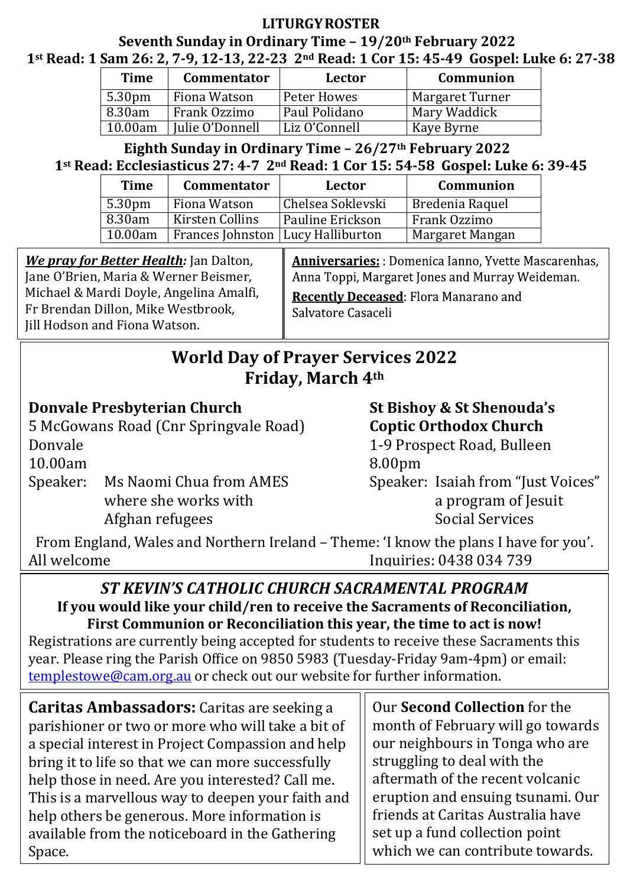# LITURGY ROSTER

## Seventh Sunday in Ordinary Time – 19/20th February 2022

**1st Read: 1 Sam 26: 2, 7-9, 12-13, 22-23 2nd Read: 1 Cor 15: 45-49 Gospel: Luke 6: 27-38**

| Time | Commentator | Lector | Communion |
|---|---|---|---|
| 5.30pm | Fiona Watson | Peter Howes | Margaret Turner |
| 8.30am | Frank Ozzimo | Paul Polidano | Mary Waddick |
| 10.00am | Julie O'Donnell | Liz O'Connell | Kaye Byrne |

## Eighth Sunday in Ordinary Time – 26/27th February 2022

**1st Read: Ecclesiasticus 27: 4-7 2nd Read: 1 Cor 15: 54-58 Gospel: Luke 6: 39-45**

| Time | Commentator | Lector | Communion |
|---|---|---|---|
| 5.30pm | Fiona Watson | Chelsea Soklevski | Bredenia Raquel |
| 8.30am | Kirsten Collins | Pauline Erickson | Frank Ozzimo |
| 10.00am | Frances Johnston | Lucy Halliburton | Margaret Mangan |

***We pray for Better Health:*** Jan Dalton, Jane O'Brien, Maria & Werner Beismer, Michael & Mardi Doyle, Angelina Amalfi, Fr Brendan Dillon, Mike Westbrook, Jill Hodson and Fiona Watson.

**Anniversaries:** : Domenica Ianno, Yvette Mascarenhas, Anna Toppi, Margaret Jones and Murray Weideman.

**Recently Deceased**: Flora Manarano and Salvatore Casaceli

## World Day of Prayer Services 2022
## Friday, March 4th

**Donvale Presbyterian Church**
5 McGowans Road (Cnr Springvale Road)
Donvale
10.00am
Speaker: Ms Naomi Chua from AMES where she works with Afghan refugees

**St Bishoy & St Shenouda's Coptic Orthodox Church**
1-9 Prospect Road, Bulleen
8.00pm
Speaker: Isaiah from "Just Voices" a program of Jesuit Social Services

From England, Wales and Northern Ireland – Theme: 'I know the plans I have for you'.

All welcome

Inquiries: 0438 034 739

## *ST KEVIN'S CATHOLIC CHURCH SACRAMENTAL PROGRAM*

**If you would like your child/ren to receive the Sacraments of Reconciliation, First Communion or Reconciliation this year, the time to act is now!**

Registrations are currently being accepted for students to receive these Sacraments this year. Please ring the Parish Office on 9850 5983 (Tuesday-Friday 9am-4pm) or email: templestowe@cam.org.au or check out our website for further information.

**Caritas Ambassadors:** Caritas are seeking a parishioner or two or more who will take a bit of a special interest in Project Compassion and help bring it to life so that we can more successfully help those in need. Are you interested? Call me. This is a marvellous way to deepen your faith and help others be generous. More information is available from the noticeboard in the Gathering Space.

Our **Second Collection** for the month of February will go towards our neighbours in Tonga who are struggling to deal with the aftermath of the recent volcanic eruption and ensuing tsunami. Our friends at Caritas Australia have set up a fund collection point which we can contribute towards.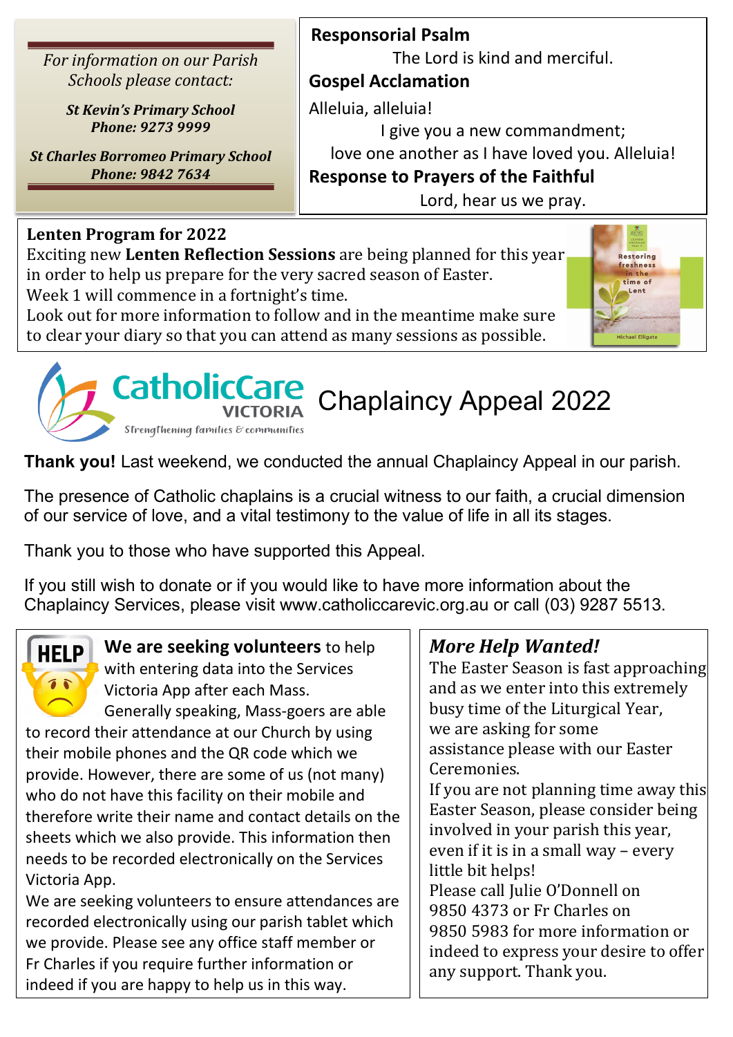*For information on our Parish Schools please contact:*

***St Kevin's Primary School***
***Phone: 9273 9999***

***St Charles Borromeo Primary School***
***Phone: 9842 7634***

**Responsorial Psalm**

The Lord is kind and merciful.

**Gospel Acclamation**

Alleluia, alleluia!
I give you a new commandment;
love one another as I have loved you. Alleluia!

**Response to Prayers of the Faithful**

Lord, hear us we pray.

**Lenten Program for 2022**

Exciting new **Lenten Reflection Sessions** are being planned for this year in order to help us prepare for the very sacred season of Easter.
Week 1 will commence in a fortnight's time.
Look out for more information to follow and in the meantime make sure to clear your diary so that you can attend as many sessions as possible.

## CatholicCare VICTORIA Chaplaincy Appeal 2022

**Thank you!** Last weekend, we conducted the annual Chaplaincy Appeal in our parish.

The presence of Catholic chaplains is a crucial witness to our faith, a crucial dimension of our service of love, and a vital testimony to the value of life in all its stages.

Thank you to those who have supported this Appeal.

If you still wish to donate or if you would like to have more information about the Chaplaincy Services, please visit www.catholiccarevic.org.au or call (03) 9287 5513.

**We are seeking volunteers** to help with entering data into the Services Victoria App after each Mass.
Generally speaking, Mass-goers are able to record their attendance at our Church by using their mobile phones and the QR code which we provide. However, there are some of us (not many) who do not have this facility on their mobile and therefore write their name and contact details on the sheets which we also provide. This information then needs to be recorded electronically on the Services Victoria App.
We are seeking volunteers to ensure attendances are recorded electronically using our parish tablet which we provide. Please see any office staff member or Fr Charles if you require further information or indeed if you are happy to help us in this way.

***More Help Wanted!***

The Easter Season is fast approaching and as we enter into this extremely busy time of the Liturgical Year, we are asking for some assistance please with our Easter Ceremonies.
If you are not planning time away this Easter Season, please consider being involved in your parish this year, even if it is in a small way – every little bit helps!
Please call Julie O'Donnell on 9850 4373 or Fr Charles on 9850 5983 for more information or indeed to express your desire to offer any support. Thank you.